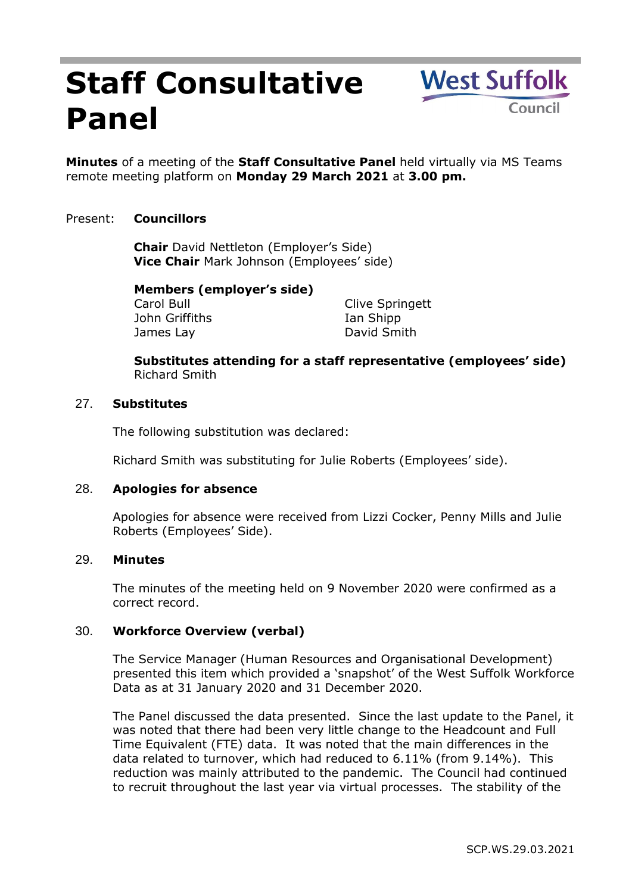# Staff Consultative Panel

West Suffolk Council

**Minutes** of a meeting of the **Staff Consultative Panel** held virtually via MS Teams remote meeting platform on **Monday 29 March 2021** at **3.00 pm.**

Present: **Councillors**

**Chair** David Nettleton (Employer's Side)
**Vice Chair** Mark Johnson (Employees' side)

**Members (employer's side)**

Carol Bull
John Griffiths
James Lay
Clive Springett
Ian Shipp
David Smith

**Substitutes attending for a staff representative (employees' side)**
Richard Smith

## 27. Substitutes

The following substitution was declared:

Richard Smith was substituting for Julie Roberts (Employees' side).

## 28. Apologies for absence

Apologies for absence were received from Lizzi Cocker, Penny Mills and Julie Roberts (Employees' Side).

## 29. Minutes

The minutes of the meeting held on 9 November 2020 were confirmed as a correct record.

## 30. Workforce Overview (verbal)

The Service Manager (Human Resources and Organisational Development) presented this item which provided a 'snapshot' of the West Suffolk Workforce Data as at 31 January 2020 and 31 December 2020.

The Panel discussed the data presented. Since the last update to the Panel, it was noted that there had been very little change to the Headcount and Full Time Equivalent (FTE) data. It was noted that the main differences in the data related to turnover, which had reduced to 6.11% (from 9.14%). This reduction was mainly attributed to the pandemic. The Council had continued to recruit throughout the last year via virtual processes. The stability of the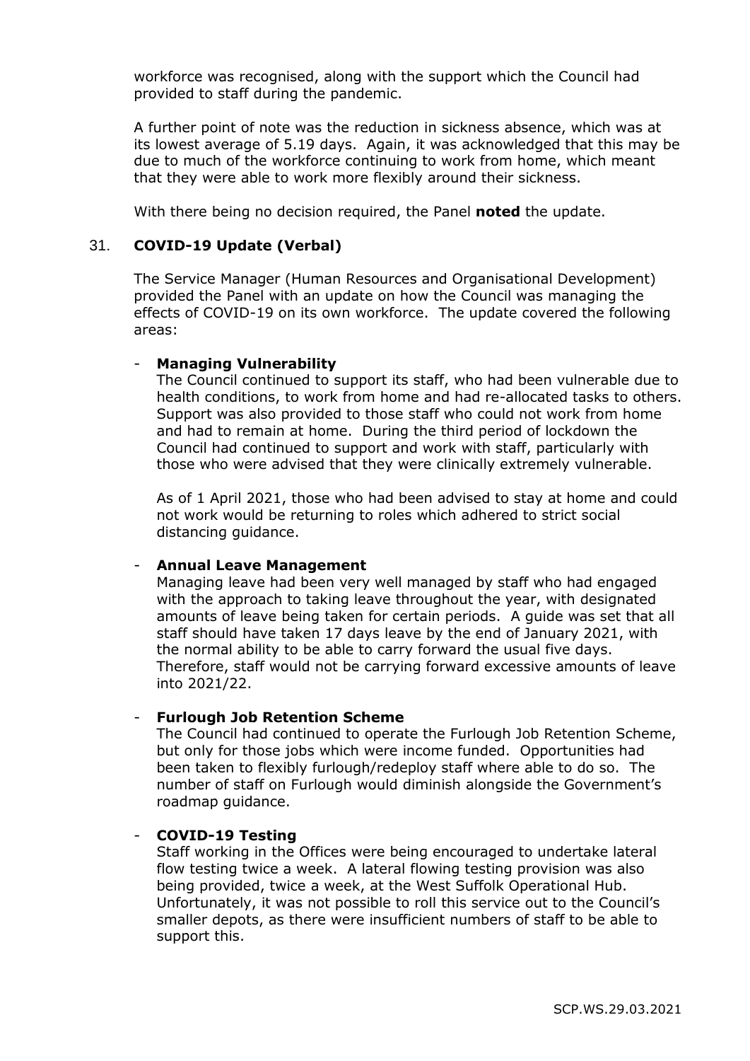workforce was recognised, along with the support which the Council had provided to staff during the pandemic.

A further point of note was the reduction in sickness absence, which was at its lowest average of 5.19 days. Again, it was acknowledged that this may be due to much of the workforce continuing to work from home, which meant that they were able to work more flexibly around their sickness.

With there being no decision required, the Panel **noted** the update.

## 31. COVID-19 Update (Verbal)

The Service Manager (Human Resources and Organisational Development) provided the Panel with an update on how the Council was managing the effects of COVID-19 on its own workforce. The update covered the following areas:

- **Managing Vulnerability**
  The Council continued to support its staff, who had been vulnerable due to health conditions, to work from home and had re-allocated tasks to others. Support was also provided to those staff who could not work from home and had to remain at home. During the third period of lockdown the Council had continued to support and work with staff, particularly with those who were advised that they were clinically extremely vulnerable.

  As of 1 April 2021, those who had been advised to stay at home and could not work would be returning to roles which adhered to strict social distancing guidance.

- **Annual Leave Management**
  Managing leave had been very well managed by staff who had engaged with the approach to taking leave throughout the year, with designated amounts of leave being taken for certain periods. A guide was set that all staff should have taken 17 days leave by the end of January 2021, with the normal ability to be able to carry forward the usual five days. Therefore, staff would not be carrying forward excessive amounts of leave into 2021/22.

- **Furlough Job Retention Scheme**
  The Council had continued to operate the Furlough Job Retention Scheme, but only for those jobs which were income funded. Opportunities had been taken to flexibly furlough/redeploy staff where able to do so. The number of staff on Furlough would diminish alongside the Government's roadmap guidance.

- **COVID-19 Testing**
  Staff working in the Offices were being encouraged to undertake lateral flow testing twice a week. A lateral flowing testing provision was also being provided, twice a week, at the West Suffolk Operational Hub. Unfortunately, it was not possible to roll this service out to the Council's smaller depots, as there were insufficient numbers of staff to be able to support this.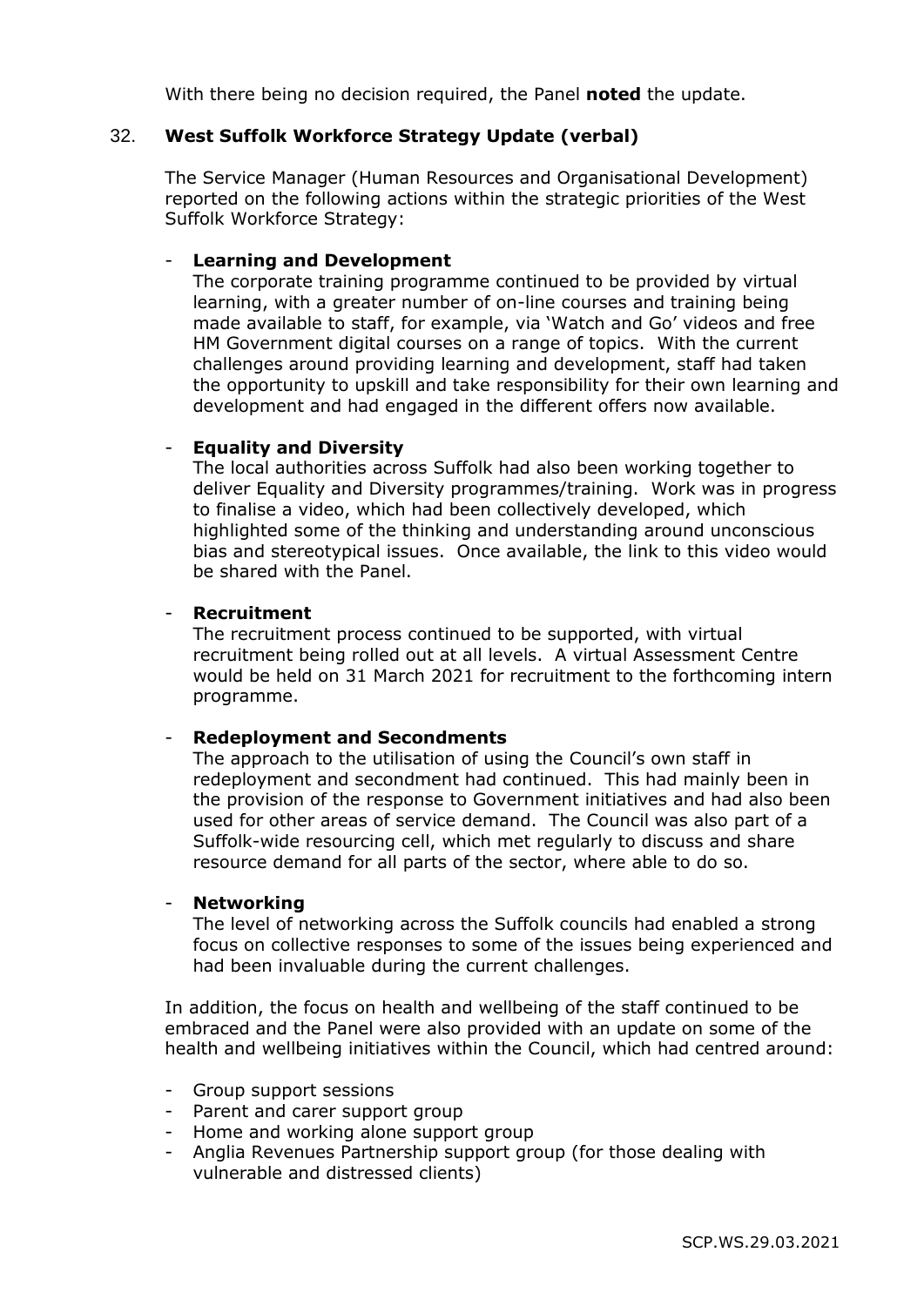With there being no decision required, the Panel **noted** the update.

32. **West Suffolk Workforce Strategy Update (verbal)**

The Service Manager (Human Resources and Organisational Development) reported on the following actions within the strategic priorities of the West Suffolk Workforce Strategy:

- **Learning and Development**
  The corporate training programme continued to be provided by virtual learning, with a greater number of on-line courses and training being made available to staff, for example, via 'Watch and Go' videos and free HM Government digital courses on a range of topics. With the current challenges around providing learning and development, staff had taken the opportunity to upskill and take responsibility for their own learning and development and had engaged in the different offers now available.

- **Equality and Diversity**
  The local authorities across Suffolk had also been working together to deliver Equality and Diversity programmes/training. Work was in progress to finalise a video, which had been collectively developed, which highlighted some of the thinking and understanding around unconscious bias and stereotypical issues. Once available, the link to this video would be shared with the Panel.

- **Recruitment**
  The recruitment process continued to be supported, with virtual recruitment being rolled out at all levels. A virtual Assessment Centre would be held on 31 March 2021 for recruitment to the forthcoming intern programme.

- **Redeployment and Secondments**
  The approach to the utilisation of using the Council's own staff in redeployment and secondment had continued. This had mainly been in the provision of the response to Government initiatives and had also been used for other areas of service demand. The Council was also part of a Suffolk-wide resourcing cell, which met regularly to discuss and share resource demand for all parts of the sector, where able to do so.

- **Networking**
  The level of networking across the Suffolk councils had enabled a strong focus on collective responses to some of the issues being experienced and had been invaluable during the current challenges.

In addition, the focus on health and wellbeing of the staff continued to be embraced and the Panel were also provided with an update on some of the health and wellbeing initiatives within the Council, which had centred around:

- Group support sessions
- Parent and carer support group
- Home and working alone support group
- Anglia Revenues Partnership support group (for those dealing with vulnerable and distressed clients)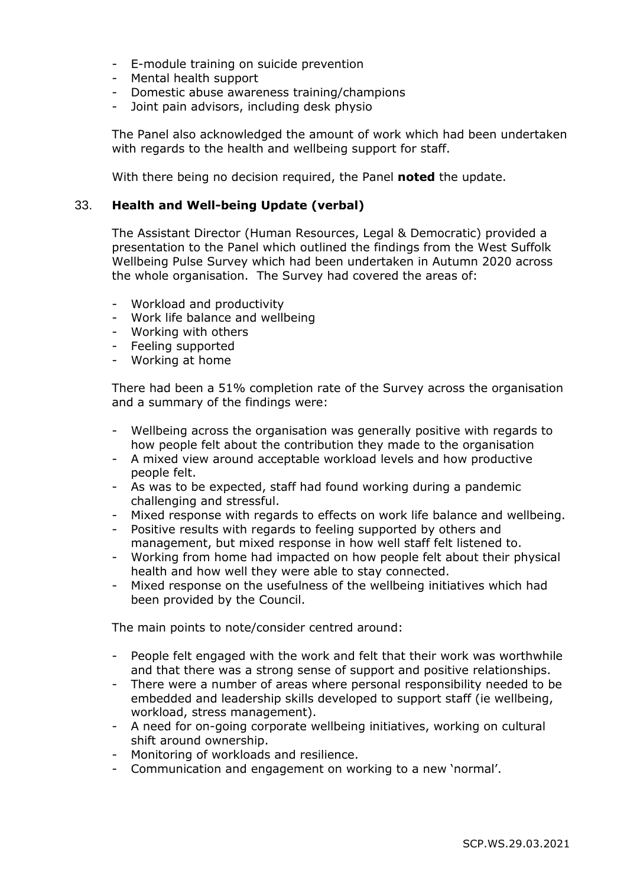- E-module training on suicide prevention
- Mental health support
- Domestic abuse awareness training/champions
- Joint pain advisors, including desk physio

The Panel also acknowledged the amount of work which had been undertaken with regards to the health and wellbeing support for staff.

With there being no decision required, the Panel **noted** the update.

## 33. Health and Well-being Update (verbal)

The Assistant Director (Human Resources, Legal & Democratic) provided a presentation to the Panel which outlined the findings from the West Suffolk Wellbeing Pulse Survey which had been undertaken in Autumn 2020 across the whole organisation. The Survey had covered the areas of:

- Workload and productivity
- Work life balance and wellbeing
- Working with others
- Feeling supported
- Working at home

There had been a 51% completion rate of the Survey across the organisation and a summary of the findings were:

- Wellbeing across the organisation was generally positive with regards to how people felt about the contribution they made to the organisation
- A mixed view around acceptable workload levels and how productive people felt.
- As was to be expected, staff had found working during a pandemic challenging and stressful.
- Mixed response with regards to effects on work life balance and wellbeing.
- Positive results with regards to feeling supported by others and management, but mixed response in how well staff felt listened to.
- Working from home had impacted on how people felt about their physical health and how well they were able to stay connected.
- Mixed response on the usefulness of the wellbeing initiatives which had been provided by the Council.

The main points to note/consider centred around:

- People felt engaged with the work and felt that their work was worthwhile and that there was a strong sense of support and positive relationships.
- There were a number of areas where personal responsibility needed to be embedded and leadership skills developed to support staff (ie wellbeing, workload, stress management).
- A need for on-going corporate wellbeing initiatives, working on cultural shift around ownership.
- Monitoring of workloads and resilience.
- Communication and engagement on working to a new 'normal'.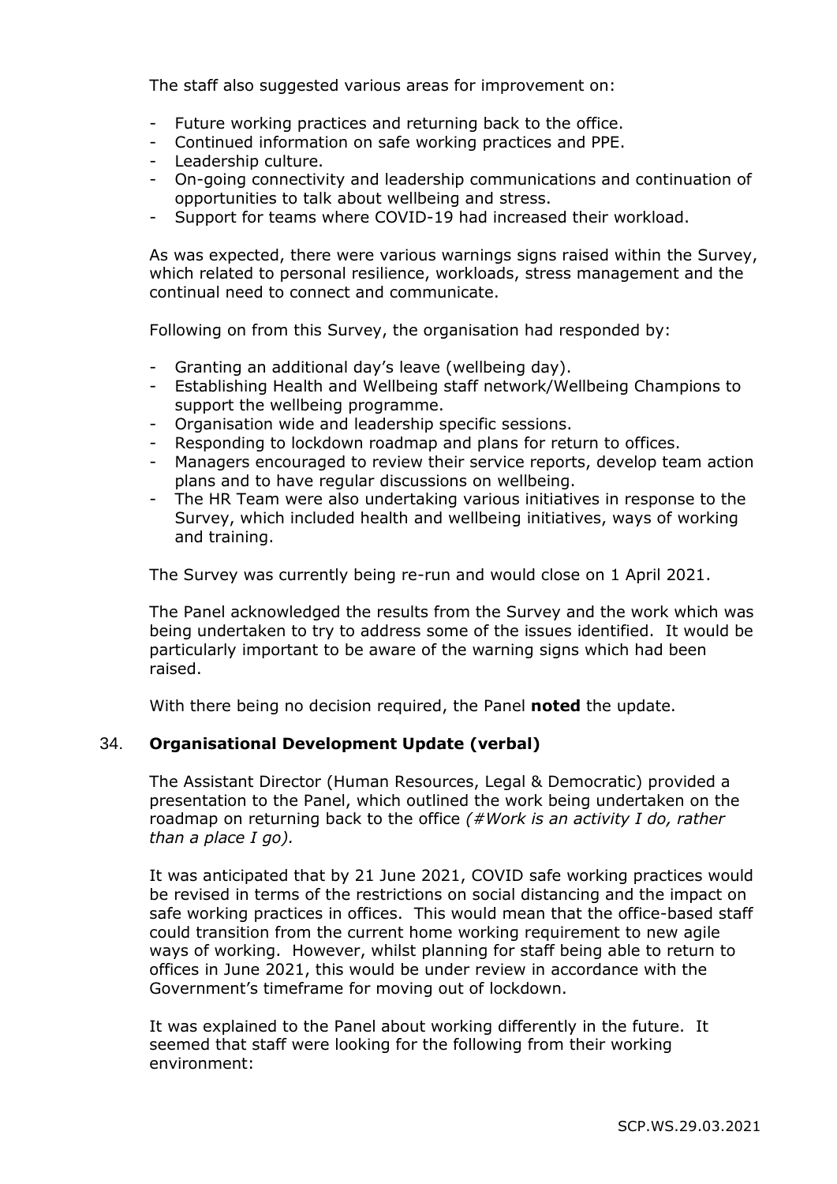The staff also suggested various areas for improvement on:

- Future working practices and returning back to the office.
- Continued information on safe working practices and PPE.
- Leadership culture.
- On-going connectivity and leadership communications and continuation of opportunities to talk about wellbeing and stress.
- Support for teams where COVID-19 had increased their workload.

As was expected, there were various warnings signs raised within the Survey, which related to personal resilience, workloads, stress management and the continual need to connect and communicate.

Following on from this Survey, the organisation had responded by:

- Granting an additional day's leave (wellbeing day).
- Establishing Health and Wellbeing staff network/Wellbeing Champions to support the wellbeing programme.
- Organisation wide and leadership specific sessions.
- Responding to lockdown roadmap and plans for return to offices.
- Managers encouraged to review their service reports, develop team action plans and to have regular discussions on wellbeing.
- The HR Team were also undertaking various initiatives in response to the Survey, which included health and wellbeing initiatives, ways of working and training.

The Survey was currently being re-run and would close on 1 April 2021.

The Panel acknowledged the results from the Survey and the work which was being undertaken to try to address some of the issues identified. It would be particularly important to be aware of the warning signs which had been raised.

With there being no decision required, the Panel **noted** the update.

## 34. **Organisational Development Update (verbal)**

The Assistant Director (Human Resources, Legal & Democratic) provided a presentation to the Panel, which outlined the work being undertaken on the roadmap on returning back to the office *(#Work is an activity I do, rather than a place I go).*

It was anticipated that by 21 June 2021, COVID safe working practices would be revised in terms of the restrictions on social distancing and the impact on safe working practices in offices. This would mean that the office-based staff could transition from the current home working requirement to new agile ways of working. However, whilst planning for staff being able to return to offices in June 2021, this would be under review in accordance with the Government's timeframe for moving out of lockdown.

It was explained to the Panel about working differently in the future. It seemed that staff were looking for the following from their working environment: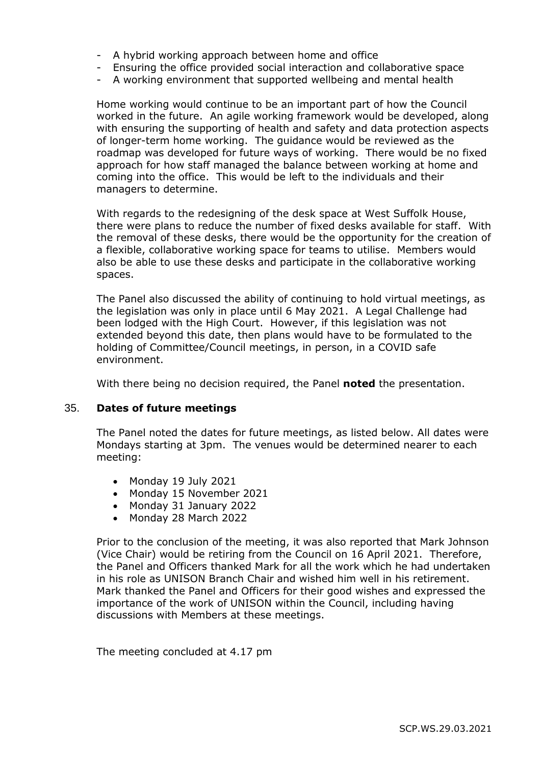- A hybrid working approach between home and office
- Ensuring the office provided social interaction and collaborative space
- A working environment that supported wellbeing and mental health

Home working would continue to be an important part of how the Council worked in the future. An agile working framework would be developed, along with ensuring the supporting of health and safety and data protection aspects of longer-term home working. The guidance would be reviewed as the roadmap was developed for future ways of working. There would be no fixed approach for how staff managed the balance between working at home and coming into the office. This would be left to the individuals and their managers to determine.

With regards to the redesigning of the desk space at West Suffolk House, there were plans to reduce the number of fixed desks available for staff. With the removal of these desks, there would be the opportunity for the creation of a flexible, collaborative working space for teams to utilise. Members would also be able to use these desks and participate in the collaborative working spaces.

The Panel also discussed the ability of continuing to hold virtual meetings, as the legislation was only in place until 6 May 2021. A Legal Challenge had been lodged with the High Court. However, if this legislation was not extended beyond this date, then plans would have to be formulated to the holding of Committee/Council meetings, in person, in a COVID safe environment.

With there being no decision required, the Panel **noted** the presentation.

## 35. Dates of future meetings

The Panel noted the dates for future meetings, as listed below. All dates were Mondays starting at 3pm. The venues would be determined nearer to each meeting:

- Monday 19 July 2021
- Monday 15 November 2021
- Monday 31 January 2022
- Monday 28 March 2022

Prior to the conclusion of the meeting, it was also reported that Mark Johnson (Vice Chair) would be retiring from the Council on 16 April 2021. Therefore, the Panel and Officers thanked Mark for all the work which he had undertaken in his role as UNISON Branch Chair and wished him well in his retirement. Mark thanked the Panel and Officers for their good wishes and expressed the importance of the work of UNISON within the Council, including having discussions with Members at these meetings.

The meeting concluded at 4.17 pm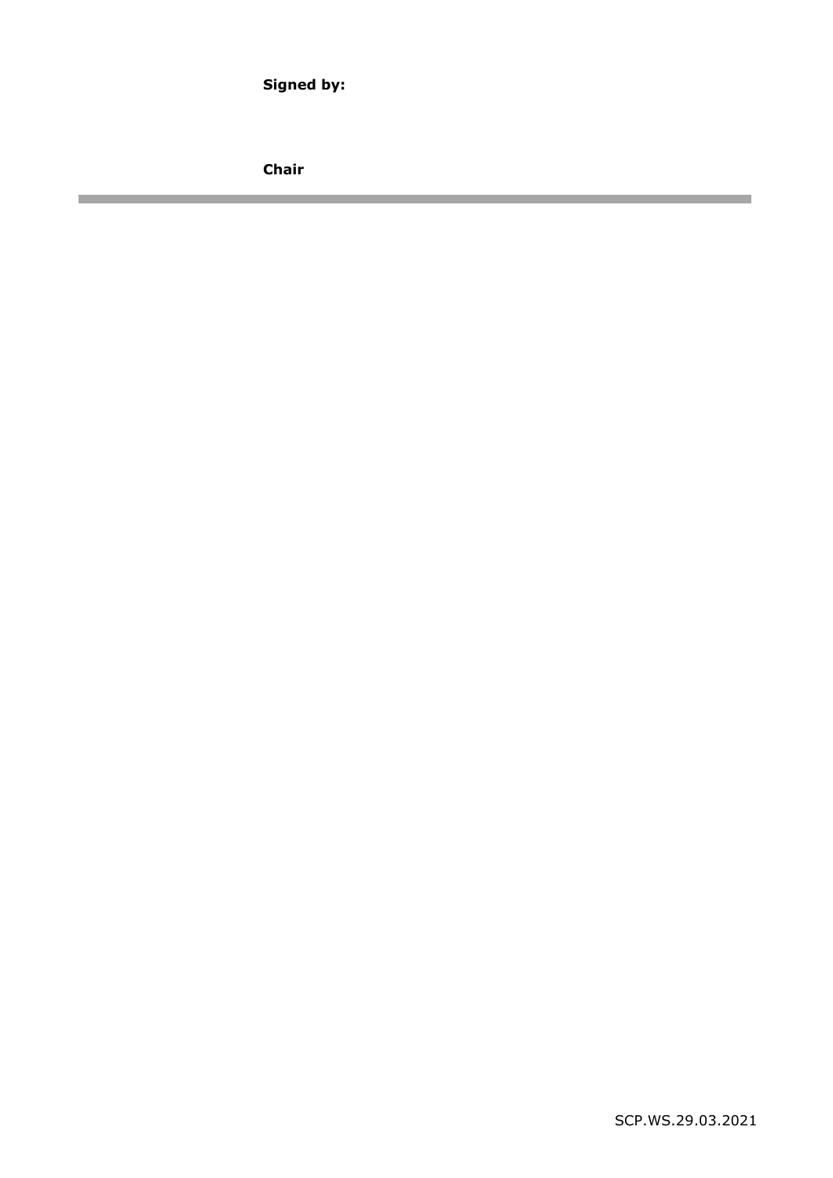**Signed by:**

**Chair**

---